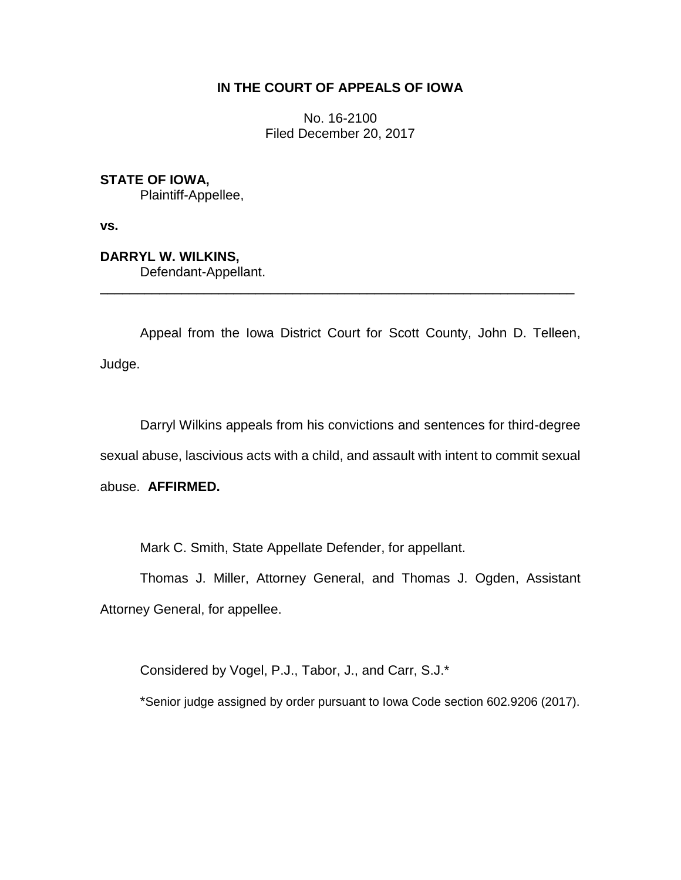**IN THE COURT OF APPEALS OF IOWA**

No. 16-2100
Filed December 20, 2017

**STATE OF IOWA,**
Plaintiff-Appellee,

**vs.**

**DARRYL W. WILKINS,**
Defendant-Appellant.

---

Appeal from the Iowa District Court for Scott County, John D. Telleen, Judge.

Darryl Wilkins appeals from his convictions and sentences for third-degree sexual abuse, lascivious acts with a child, and assault with intent to commit sexual abuse. **AFFIRMED.**

Mark C. Smith, State Appellate Defender, for appellant.

Thomas J. Miller, Attorney General, and Thomas J. Ogden, Assistant Attorney General, for appellee.

Considered by Vogel, P.J., Tabor, J., and Carr, S.J.*

*Senior judge assigned by order pursuant to Iowa Code section 602.9206 (2017).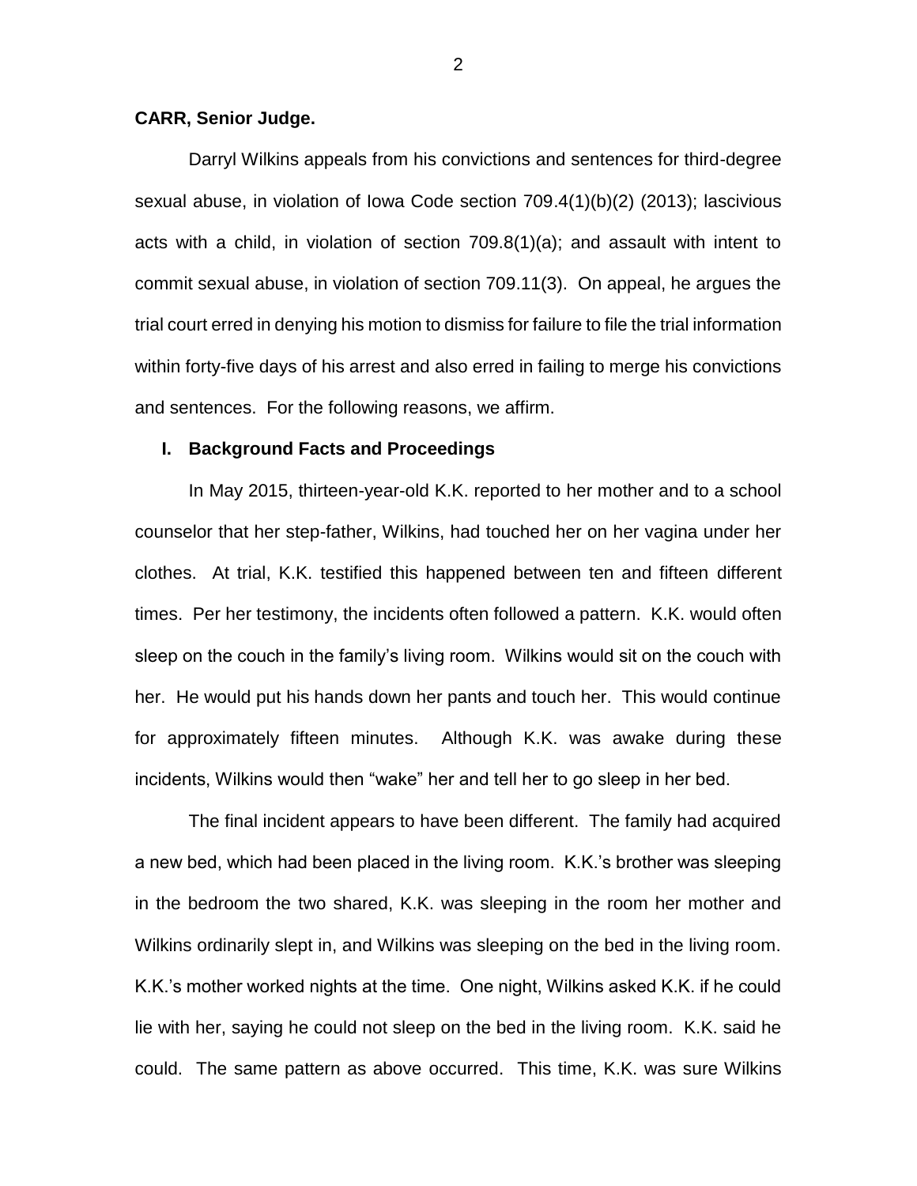**CARR, Senior Judge.**

Darryl Wilkins appeals from his convictions and sentences for third-degree sexual abuse, in violation of Iowa Code section 709.4(1)(b)(2) (2013); lascivious acts with a child, in violation of section 709.8(1)(a); and assault with intent to commit sexual abuse, in violation of section 709.11(3). On appeal, he argues the trial court erred in denying his motion to dismiss for failure to file the trial information within forty-five days of his arrest and also erred in failing to merge his convictions and sentences. For the following reasons, we affirm.

## I. Background Facts and Proceedings

In May 2015, thirteen-year-old K.K. reported to her mother and to a school counselor that her step-father, Wilkins, had touched her on her vagina under her clothes. At trial, K.K. testified this happened between ten and fifteen different times. Per her testimony, the incidents often followed a pattern. K.K. would often sleep on the couch in the family's living room. Wilkins would sit on the couch with her. He would put his hands down her pants and touch her. This would continue for approximately fifteen minutes. Although K.K. was awake during these incidents, Wilkins would then "wake" her and tell her to go sleep in her bed.

The final incident appears to have been different. The family had acquired a new bed, which had been placed in the living room. K.K.'s brother was sleeping in the bedroom the two shared, K.K. was sleeping in the room her mother and Wilkins ordinarily slept in, and Wilkins was sleeping on the bed in the living room. K.K.'s mother worked nights at the time. One night, Wilkins asked K.K. if he could lie with her, saying he could not sleep on the bed in the living room. K.K. said he could. The same pattern as above occurred. This time, K.K. was sure Wilkins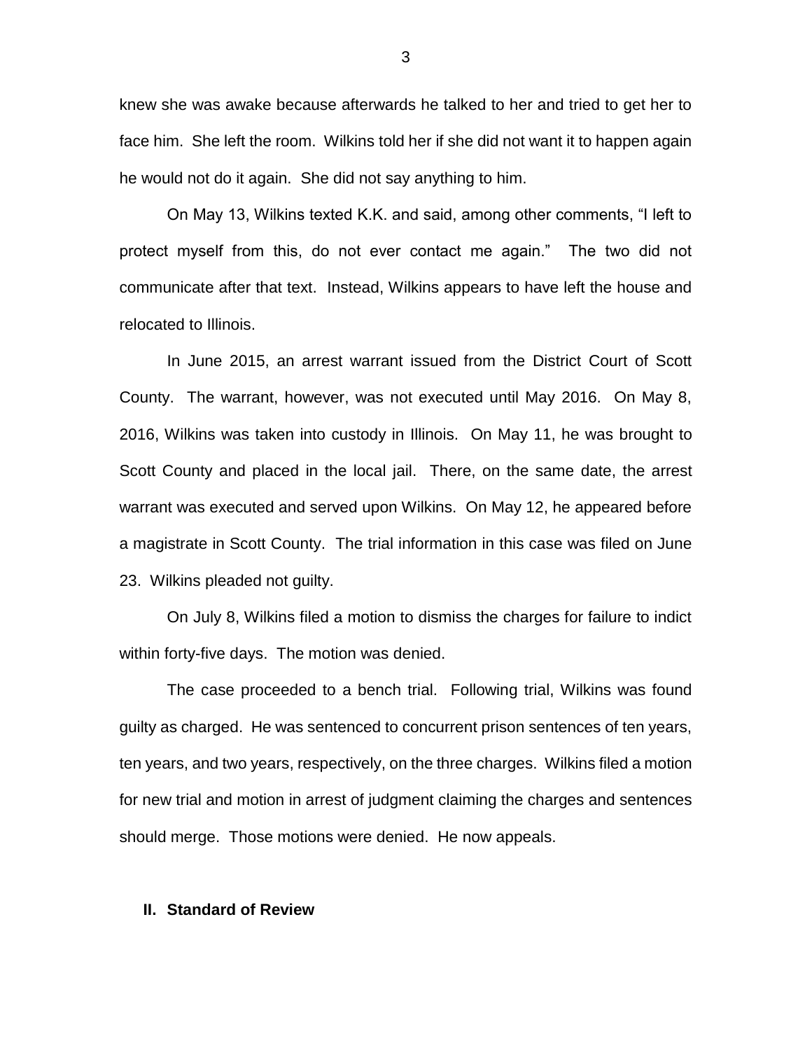knew she was awake because afterwards he talked to her and tried to get her to face him. She left the room. Wilkins told her if she did not want it to happen again he would not do it again. She did not say anything to him.

On May 13, Wilkins texted K.K. and said, among other comments, "I left to protect myself from this, do not ever contact me again." The two did not communicate after that text. Instead, Wilkins appears to have left the house and relocated to Illinois.

In June 2015, an arrest warrant issued from the District Court of Scott County. The warrant, however, was not executed until May 2016. On May 8, 2016, Wilkins was taken into custody in Illinois. On May 11, he was brought to Scott County and placed in the local jail. There, on the same date, the arrest warrant was executed and served upon Wilkins. On May 12, he appeared before a magistrate in Scott County. The trial information in this case was filed on June 23. Wilkins pleaded not guilty.

On July 8, Wilkins filed a motion to dismiss the charges for failure to indict within forty-five days. The motion was denied.

The case proceeded to a bench trial. Following trial, Wilkins was found guilty as charged. He was sentenced to concurrent prison sentences of ten years, ten years, and two years, respectively, on the three charges. Wilkins filed a motion for new trial and motion in arrest of judgment claiming the charges and sentences should merge. Those motions were denied. He now appeals.

## II. Standard of Review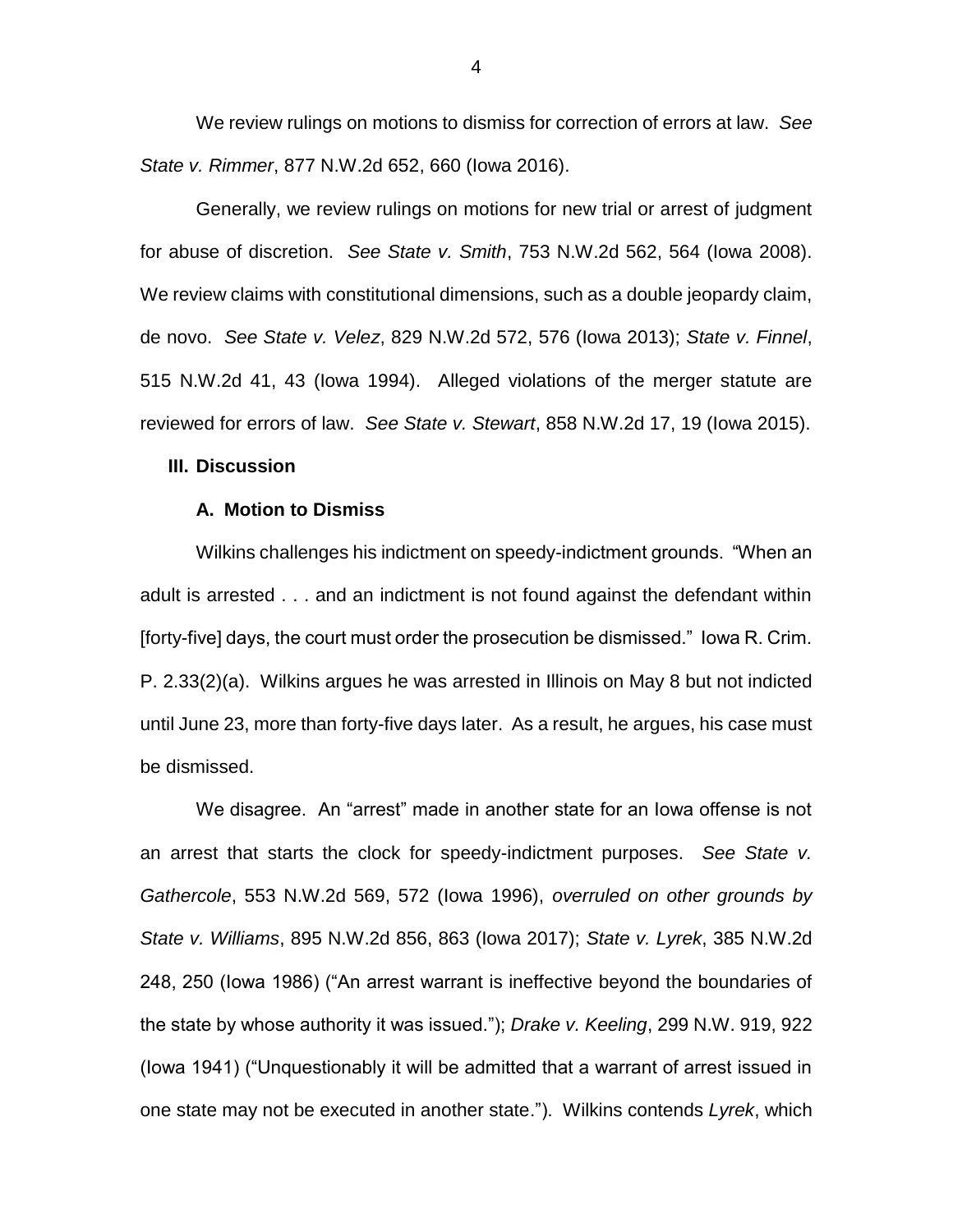We review rulings on motions to dismiss for correction of errors at law. *See State v. Rimmer*, 877 N.W.2d 652, 660 (Iowa 2016).

Generally, we review rulings on motions for new trial or arrest of judgment for abuse of discretion. *See State v. Smith*, 753 N.W.2d 562, 564 (Iowa 2008). We review claims with constitutional dimensions, such as a double jeopardy claim, de novo. *See State v. Velez*, 829 N.W.2d 572, 576 (Iowa 2013); *State v. Finnel*, 515 N.W.2d 41, 43 (Iowa 1994). Alleged violations of the merger statute are reviewed for errors of law. *See State v. Stewart*, 858 N.W.2d 17, 19 (Iowa 2015).

## III. Discussion

### A. Motion to Dismiss

Wilkins challenges his indictment on speedy-indictment grounds. "When an adult is arrested . . . and an indictment is not found against the defendant within [forty-five] days, the court must order the prosecution be dismissed." Iowa R. Crim. P. 2.33(2)(a). Wilkins argues he was arrested in Illinois on May 8 but not indicted until June 23, more than forty-five days later. As a result, he argues, his case must be dismissed.

We disagree. An "arrest" made in another state for an Iowa offense is not an arrest that starts the clock for speedy-indictment purposes. *See State v. Gathercole*, 553 N.W.2d 569, 572 (Iowa 1996), *overruled on other grounds by State v. Williams*, 895 N.W.2d 856, 863 (Iowa 2017); *State v. Lyrek*, 385 N.W.2d 248, 250 (Iowa 1986) ("An arrest warrant is ineffective beyond the boundaries of the state by whose authority it was issued."); *Drake v. Keeling*, 299 N.W. 919, 922 (Iowa 1941) ("Unquestionably it will be admitted that a warrant of arrest issued in one state may not be executed in another state."). Wilkins contends *Lyrek*, which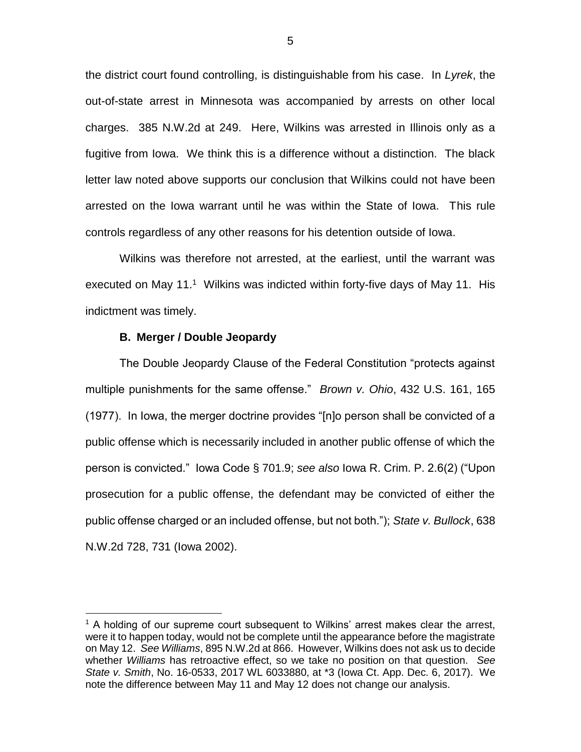the district court found controlling, is distinguishable from his case. In *Lyrek*, the out-of-state arrest in Minnesota was accompanied by arrests on other local charges. 385 N.W.2d at 249. Here, Wilkins was arrested in Illinois only as a fugitive from Iowa. We think this is a difference without a distinction. The black letter law noted above supports our conclusion that Wilkins could not have been arrested on the Iowa warrant until he was within the State of Iowa. This rule controls regardless of any other reasons for his detention outside of Iowa.

Wilkins was therefore not arrested, at the earliest, until the warrant was executed on May 11.[1] Wilkins was indicted within forty-five days of May 11. His indictment was timely.

### B. Merger / Double Jeopardy

The Double Jeopardy Clause of the Federal Constitution "protects against multiple punishments for the same offense." *Brown v. Ohio*, 432 U.S. 161, 165 (1977). In Iowa, the merger doctrine provides "[n]o person shall be convicted of a public offense which is necessarily included in another public offense of which the person is convicted." Iowa Code § 701.9; *see also* Iowa R. Crim. P. 2.6(2) ("Upon prosecution for a public offense, the defendant may be convicted of either the public offense charged or an included offense, but not both."); *State v. Bullock*, 638 N.W.2d 728, 731 (Iowa 2002).

---

[1] A holding of our supreme court subsequent to Wilkins' arrest makes clear the arrest, were it to happen today, would not be complete until the appearance before the magistrate on May 12. *See Williams*, 895 N.W.2d at 866. However, Wilkins does not ask us to decide whether *Williams* has retroactive effect, so we take no position on that question. *See State v. Smith*, No. 16-0533, 2017 WL 6033880, at *3 (Iowa Ct. App. Dec. 6, 2017). We note the difference between May 11 and May 12 does not change our analysis.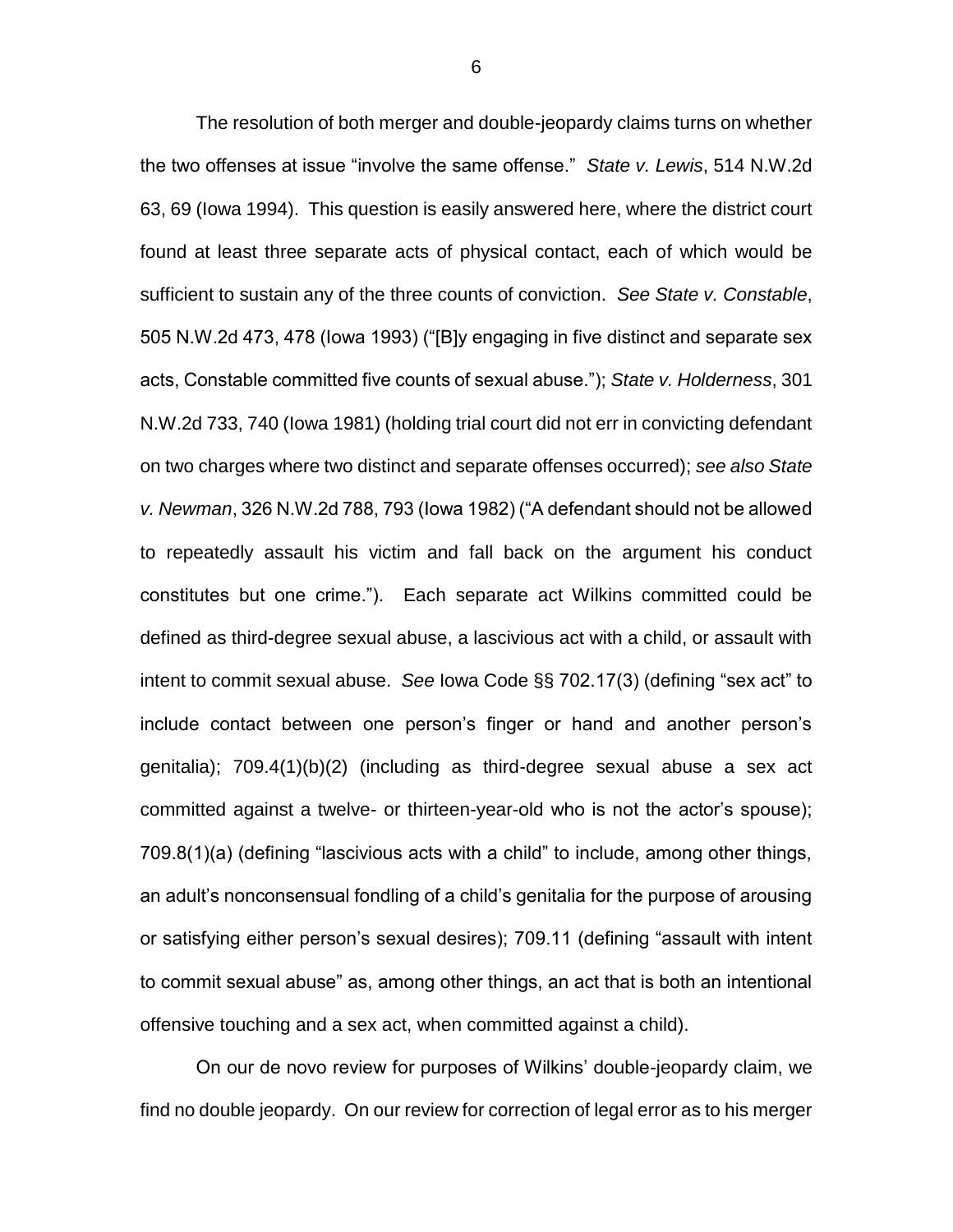The resolution of both merger and double-jeopardy claims turns on whether the two offenses at issue "involve the same offense." *State v. Lewis*, 514 N.W.2d 63, 69 (Iowa 1994). This question is easily answered here, where the district court found at least three separate acts of physical contact, each of which would be sufficient to sustain any of the three counts of conviction. *See State v. Constable*, 505 N.W.2d 473, 478 (Iowa 1993) ("[B]y engaging in five distinct and separate sex acts, Constable committed five counts of sexual abuse."); *State v. Holderness*, 301 N.W.2d 733, 740 (Iowa 1981) (holding trial court did not err in convicting defendant on two charges where two distinct and separate offenses occurred); *see also State v. Newman*, 326 N.W.2d 788, 793 (Iowa 1982) ("A defendant should not be allowed to repeatedly assault his victim and fall back on the argument his conduct constitutes but one crime."). Each separate act Wilkins committed could be defined as third-degree sexual abuse, a lascivious act with a child, or assault with intent to commit sexual abuse. *See* Iowa Code §§ 702.17(3) (defining "sex act" to include contact between one person's finger or hand and another person's genitalia); 709.4(1)(b)(2) (including as third-degree sexual abuse a sex act committed against a twelve- or thirteen-year-old who is not the actor's spouse); 709.8(1)(a) (defining "lascivious acts with a child" to include, among other things, an adult's nonconsensual fondling of a child's genitalia for the purpose of arousing or satisfying either person's sexual desires); 709.11 (defining "assault with intent to commit sexual abuse" as, among other things, an act that is both an intentional offensive touching and a sex act, when committed against a child).

On our de novo review for purposes of Wilkins' double-jeopardy claim, we find no double jeopardy. On our review for correction of legal error as to his merger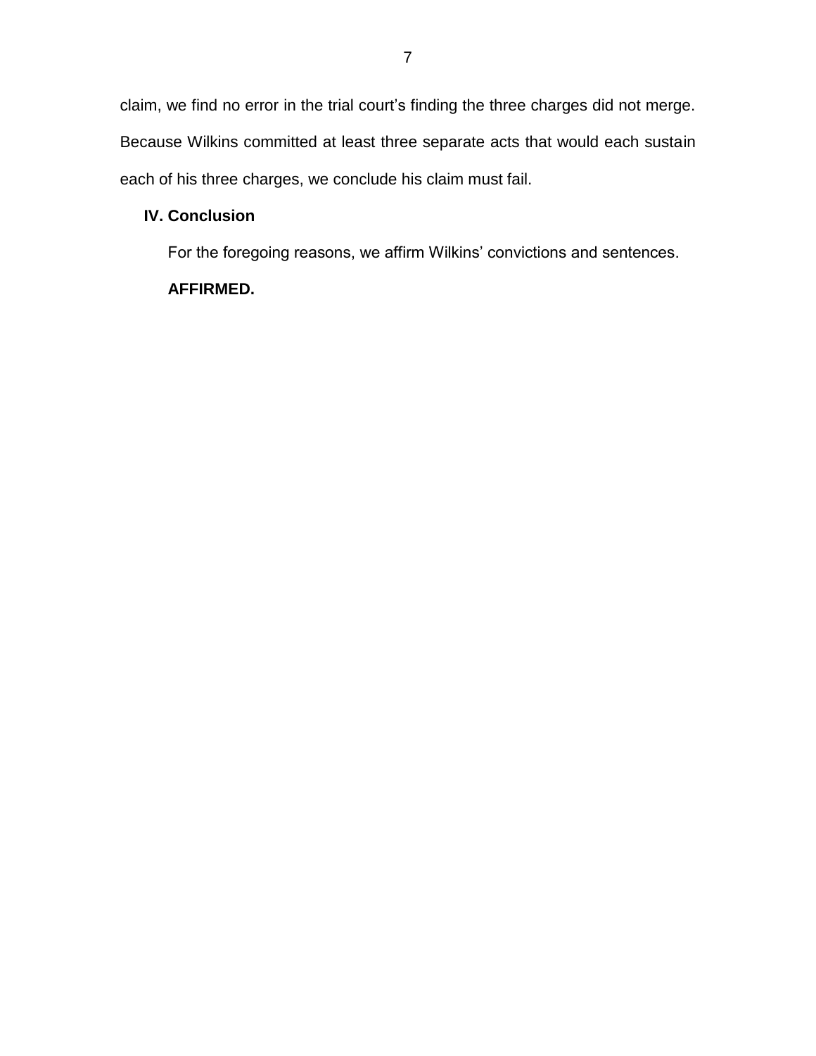claim, we find no error in the trial court's finding the three charges did not merge. Because Wilkins committed at least three separate acts that would each sustain each of his three charges, we conclude his claim must fail.

## IV. Conclusion

For the foregoing reasons, we affirm Wilkins' convictions and sentences.

**AFFIRMED.**